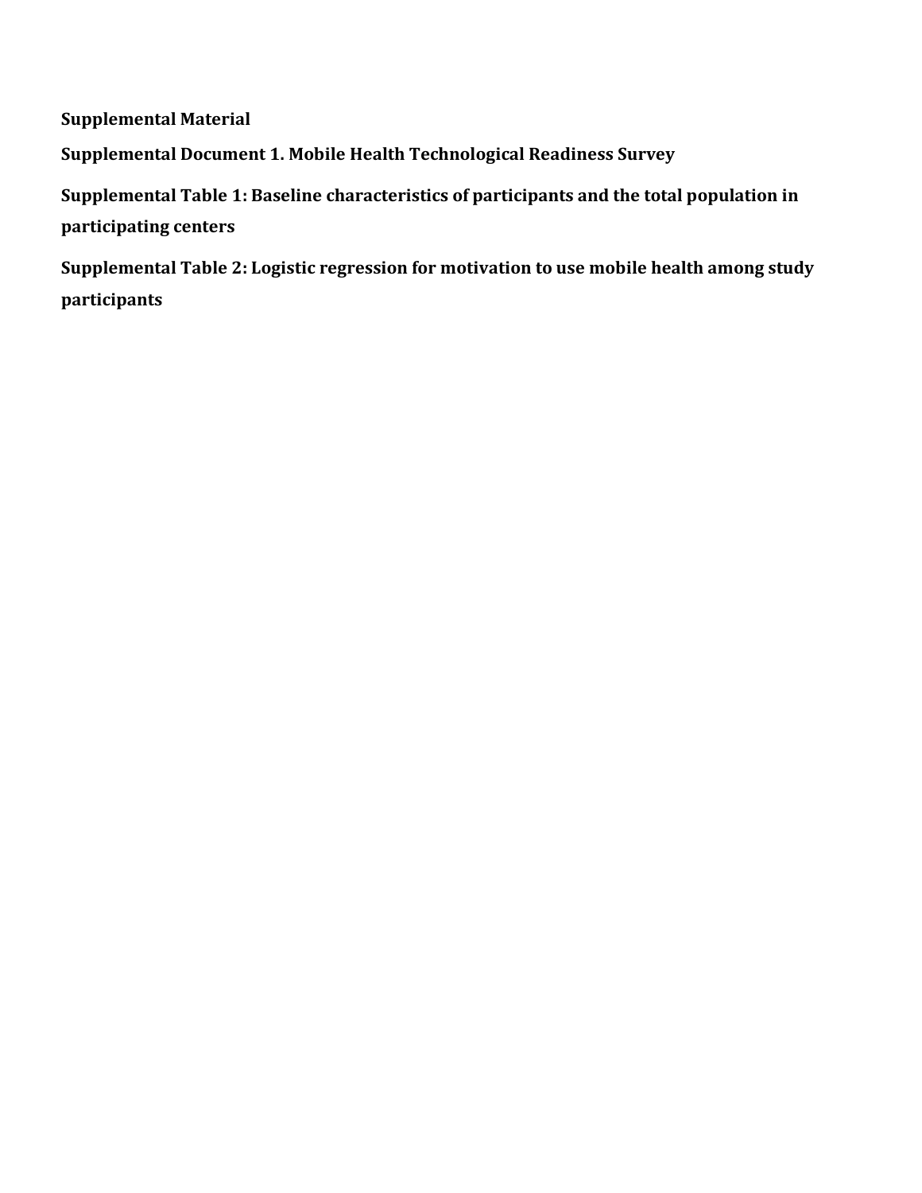**Supplemental Material**

**Supplemental Document 1. Mobile Health Technological Readiness Survey**

**Supplemental Table 1: Baseline characteristics of participants and the total population in participating centers**

**Supplemental Table 2: Logistic regression for motivation to use mobile health among study participants**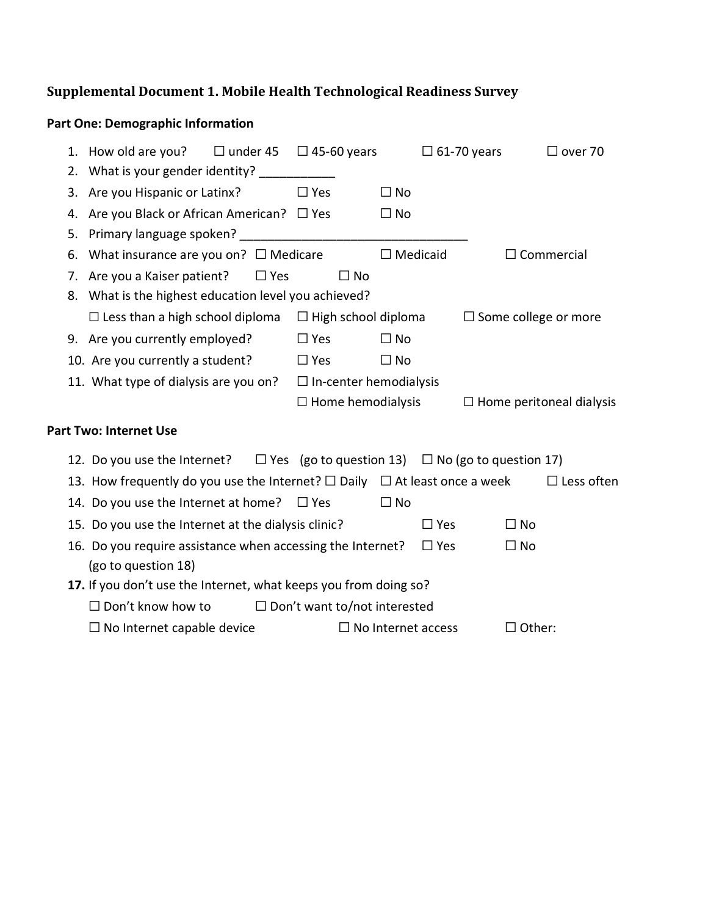**Supplemental Document 1. Mobile Health Technological Readiness Survey**

**Part One: Demographic Information**

1. How old are you? ☐ under 45 ☐ 45-60 years ☐ 61-70 years ☐ over 70
2. What is your gender identity? ___________
3. Are you Hispanic or Latinx? ☐ Yes ☐ No
4. Are you Black or African American? ☐ Yes ☐ No
5. Primary language spoken? _________________________________
6. What insurance are you on? ☐ Medicare ☐ Medicaid ☐ Commercial
7. Are you a Kaiser patient? ☐ Yes ☐ No
8. What is the highest education level you achieved?
   ☐ Less than a high school diploma ☐ High school diploma ☐ Some college or more
9. Are you currently employed? ☐ Yes ☐ No
10. Are you currently a student? ☐ Yes ☐ No
11. What type of dialysis are you on? ☐ In-center hemodialysis
    ☐ Home hemodialysis ☐ Home peritoneal dialysis

**Part Two: Internet Use**

12. Do you use the Internet? ☐ Yes (go to question 13) ☐ No (go to question 17)
13. How frequently do you use the Internet? ☐ Daily ☐ At least once a week ☐ Less often
14. Do you use the Internet at home? ☐ Yes ☐ No
15. Do you use the Internet at the dialysis clinic? ☐ Yes ☐ No
16. Do you require assistance when accessing the Internet? ☐ Yes ☐ No
    (go to question 18)
17. If you don't use the Internet, what keeps you from doing so?
    ☐ Don't know how to ☐ Don't want to/not interested
    ☐ No Internet capable device ☐ No Internet access ☐ Other: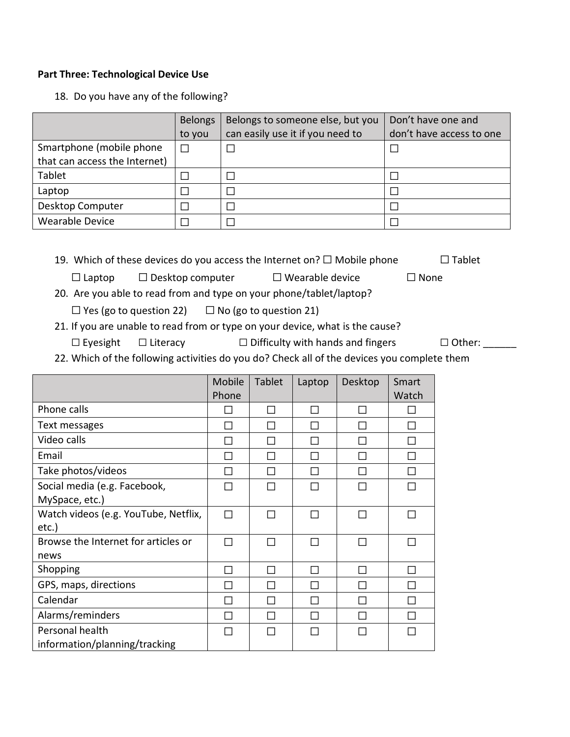**Part Three: Technological Device Use**

18. Do you have any of the following?

| | Belongs to you | Belongs to someone else, but you can easily use it if you need to | Don't have one and don't have access to one |
|---|---|---|---|
| Smartphone (mobile phone that can access the Internet) | ☐ | ☐ | ☐ |
| Tablet | ☐ | ☐ | ☐ |
| Laptop | ☐ | ☐ | ☐ |
| Desktop Computer | ☐ | ☐ | ☐ |
| Wearable Device | ☐ | ☐ | ☐ |

19. Which of these devices do you access the Internet on? ☐ Mobile phone ☐ Tablet ☐ Laptop ☐ Desktop computer ☐ Wearable device ☐ None

20. Are you able to read from and type on your phone/tablet/laptop?
   ☐ Yes (go to question 22) ☐ No (go to question 21)

21. If you are unable to read from or type on your device, what is the cause?
   ☐ Eyesight ☐ Literacy ☐ Difficulty with hands and fingers ☐ Other: ______

22. Which of the following activities do you do? Check all of the devices you complete them

| | Mobile Phone | Tablet | Laptop | Desktop | Smart Watch |
|---|---|---|---|---|---|
| Phone calls | ☐ | ☐ | ☐ | ☐ | ☐ |
| Text messages | ☐ | ☐ | ☐ | ☐ | ☐ |
| Video calls | ☐ | ☐ | ☐ | ☐ | ☐ |
| Email | ☐ | ☐ | ☐ | ☐ | ☐ |
| Take photos/videos | ☐ | ☐ | ☐ | ☐ | ☐ |
| Social media (e.g. Facebook, MySpace, etc.) | ☐ | ☐ | ☐ | ☐ | ☐ |
| Watch videos (e.g. YouTube, Netflix, etc.) | ☐ | ☐ | ☐ | ☐ | ☐ |
| Browse the Internet for articles or news | ☐ | ☐ | ☐ | ☐ | ☐ |
| Shopping | ☐ | ☐ | ☐ | ☐ | ☐ |
| GPS, maps, directions | ☐ | ☐ | ☐ | ☐ | ☐ |
| Calendar | ☐ | ☐ | ☐ | ☐ | ☐ |
| Alarms/reminders | ☐ | ☐ | ☐ | ☐ | ☐ |
| Personal health information/planning/tracking | ☐ | ☐ | ☐ | ☐ | ☐ |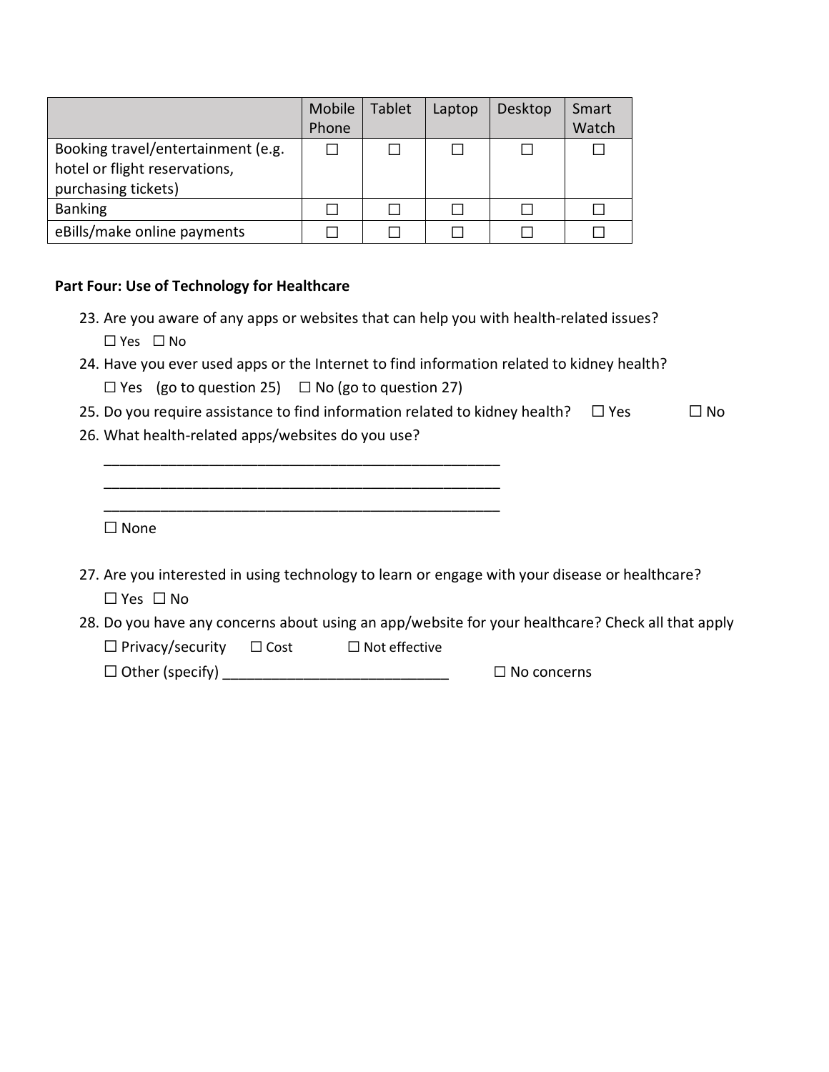| | Mobile Phone | Tablet | Laptop | Desktop | Smart Watch |
|---|---|---|---|---|---|
| Booking travel/entertainment (e.g. hotel or flight reservations, purchasing tickets) | ☐ | ☐ | ☐ | ☐ | ☐ |
| Banking | ☐ | ☐ | ☐ | ☐ | ☐ |
| eBills/make online payments | ☐ | ☐ | ☐ | ☐ | ☐ |

**Part Four: Use of Technology for Healthcare**

23. Are you aware of any apps or websites that can help you with health-related issues?
    ☐ Yes ☐ No
24. Have you ever used apps or the Internet to find information related to kidney health?
    ☐ Yes (go to question 25) ☐ No (go to question 27)
25. Do you require assistance to find information related to kidney health? ☐ Yes ☐ No
26. What health-related apps/websites do you use?
    __________________________________________________
    __________________________________________________
    __________________________________________________
    ☐ None
27. Are you interested in using technology to learn or engage with your disease or healthcare?
    ☐ Yes ☐ No
28. Do you have any concerns about using an app/website for your healthcare? Check all that apply
    ☐ Privacy/security ☐ Cost ☐ Not effective
    ☐ Other (specify) ____________________________ ☐ No concerns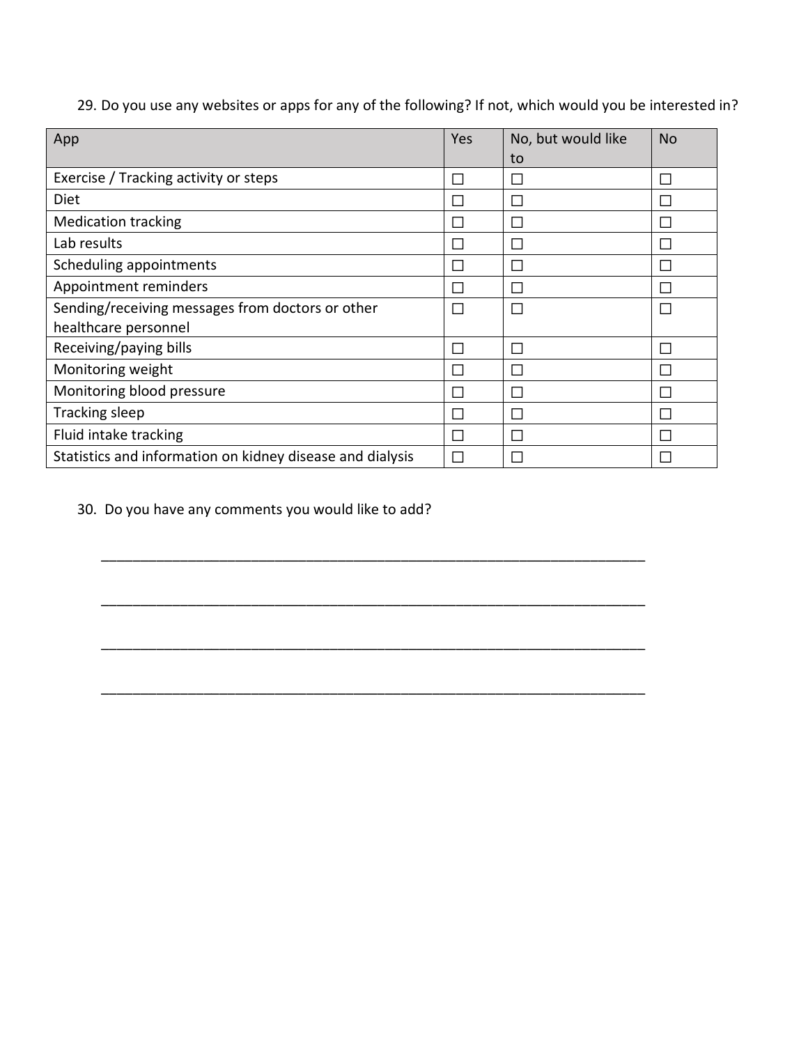29. Do you use any websites or apps for any of the following? If not, which would you be interested in?

| App | Yes | No, but would like to | No |
|---|---|---|---|
| Exercise / Tracking activity or steps | ☐ | ☐ | ☐ |
| Diet | ☐ | ☐ | ☐ |
| Medication tracking | ☐ | ☐ | ☐ |
| Lab results | ☐ | ☐ | ☐ |
| Scheduling appointments | ☐ | ☐ | ☐ |
| Appointment reminders | ☐ | ☐ | ☐ |
| Sending/receiving messages from doctors or other healthcare personnel | ☐ | ☐ | ☐ |
| Receiving/paying bills | ☐ | ☐ | ☐ |
| Monitoring weight | ☐ | ☐ | ☐ |
| Monitoring blood pressure | ☐ | ☐ | ☐ |
| Tracking sleep | ☐ | ☐ | ☐ |
| Fluid intake tracking | ☐ | ☐ | ☐ |
| Statistics and information on kidney disease and dialysis | ☐ | ☐ | ☐ |

30. Do you have any comments you would like to add?

______________________________________________________________________

______________________________________________________________________

______________________________________________________________________

______________________________________________________________________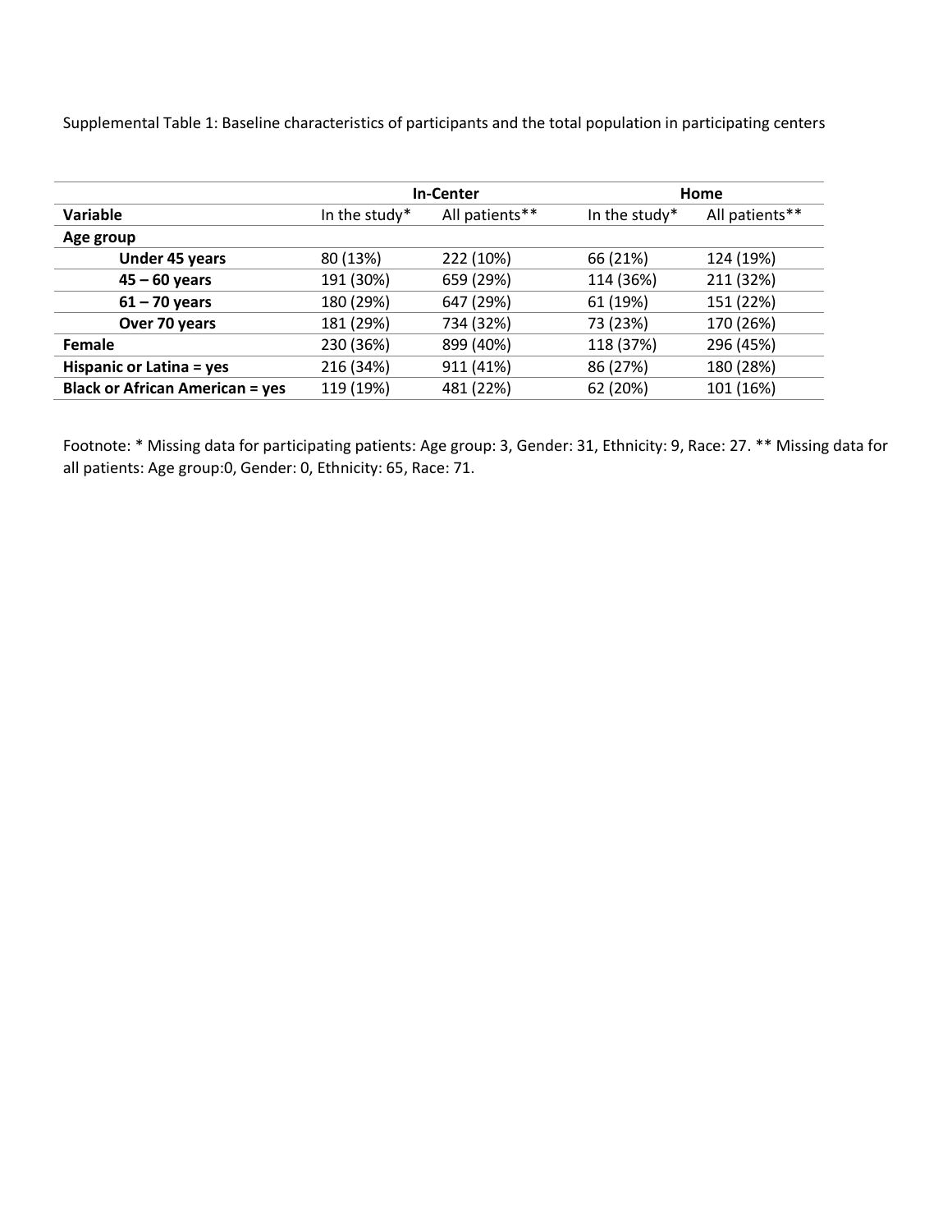Supplemental Table 1: Baseline characteristics of participants and the total population in participating centers

| | In-Center | | Home | |
|---|---|---|---|---|
| **Variable** | In the study* | All patients** | In the study* | All patients** |
| **Age group** | | | | |
| **Under 45 years** | 80 (13%) | 222 (10%) | 66 (21%) | 124 (19%) |
| **45 – 60 years** | 191 (30%) | 659 (29%) | 114 (36%) | 211 (32%) |
| **61 – 70 years** | 180 (29%) | 647 (29%) | 61 (19%) | 151 (22%) |
| **Over 70 years** | 181 (29%) | 734 (32%) | 73 (23%) | 170 (26%) |
| **Female** | 230 (36%) | 899 (40%) | 118 (37%) | 296 (45%) |
| **Hispanic or Latina = yes** | 216 (34%) | 911 (41%) | 86 (27%) | 180 (28%) |
| **Black or African American = yes** | 119 (19%) | 481 (22%) | 62 (20%) | 101 (16%) |

Footnote: * Missing data for participating patients: Age group: 3, Gender: 31, Ethnicity: 9, Race: 27. ** Missing data for all patients: Age group:0, Gender: 0, Ethnicity: 65, Race: 71.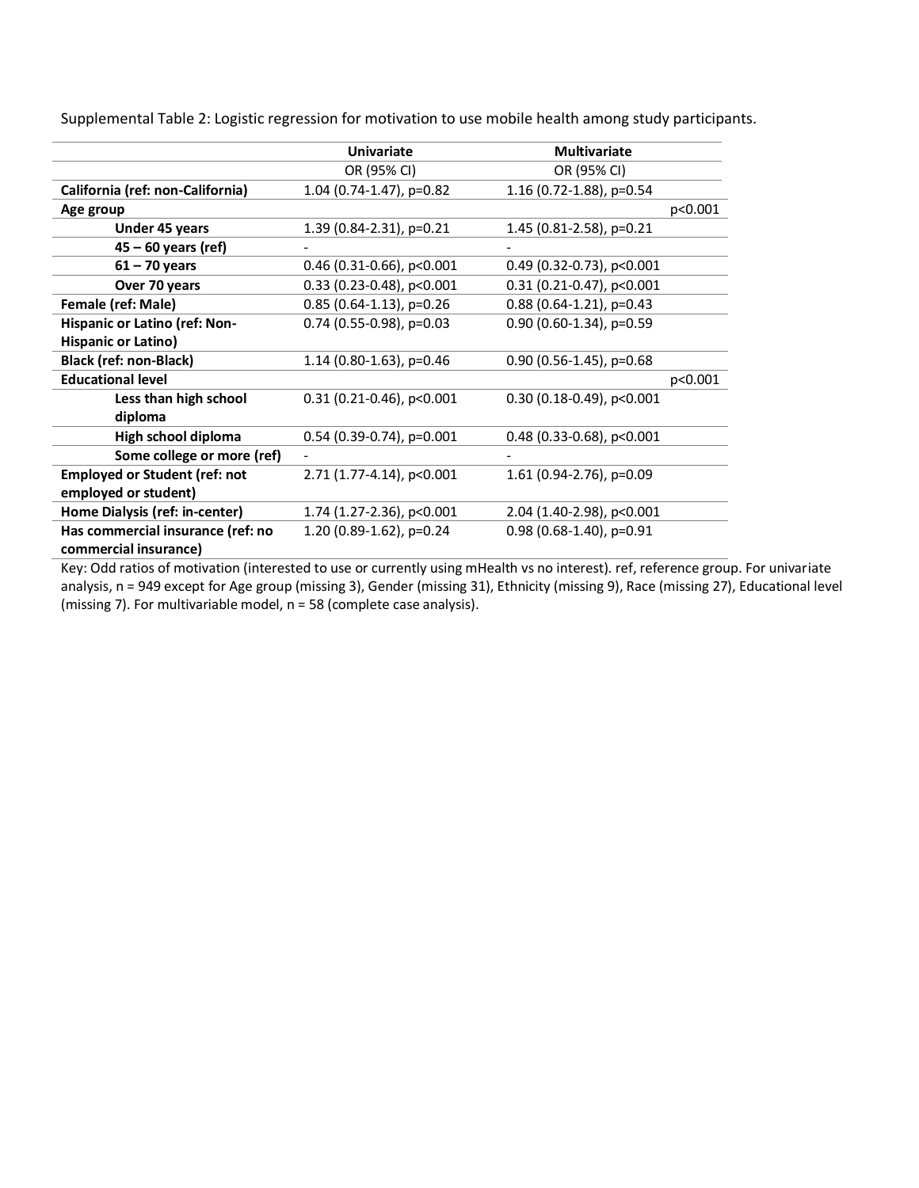Supplemental Table 2: Logistic regression for motivation to use mobile health among study participants.

| | Univariate | Multivariate | |
|---|---|---|---|
| | OR (95% CI) | OR (95% CI) | |
| **California (ref: non-California)** | 1.04 (0.74-1.47), p=0.82 | 1.16 (0.72-1.88), p=0.54 | |
| **Age group** | | | p<0.001 |
| **Under 45 years** | 1.39 (0.84-2.31), p=0.21 | 1.45 (0.81-2.58), p=0.21 | |
| **45 – 60 years (ref)** | - | - | |
| **61 – 70 years** | 0.46 (0.31-0.66), p<0.001 | 0.49 (0.32-0.73), p<0.001 | |
| **Over 70 years** | 0.33 (0.23-0.48), p<0.001 | 0.31 (0.21-0.47), p<0.001 | |
| **Female (ref: Male)** | 0.85 (0.64-1.13), p=0.26 | 0.88 (0.64-1.21), p=0.43 | |
| **Hispanic or Latino (ref: Non-Hispanic or Latino)** | 0.74 (0.55-0.98), p=0.03 | 0.90 (0.60-1.34), p=0.59 | |
| **Black (ref: non-Black)** | 1.14 (0.80-1.63), p=0.46 | 0.90 (0.56-1.45), p=0.68 | |
| **Educational level** | | | p<0.001 |
| **Less than high school diploma** | 0.31 (0.21-0.46), p<0.001 | 0.30 (0.18-0.49), p<0.001 | |
| **High school diploma** | 0.54 (0.39-0.74), p=0.001 | 0.48 (0.33-0.68), p<0.001 | |
| **Some college or more (ref)** | - | - | |
| **Employed or Student (ref: not employed or student)** | 2.71 (1.77-4.14), p<0.001 | 1.61 (0.94-2.76), p=0.09 | |
| **Home Dialysis (ref: in-center)** | 1.74 (1.27-2.36), p<0.001 | 2.04 (1.40-2.98), p<0.001 | |
| **Has commercial insurance (ref: no commercial insurance)** | 1.20 (0.89-1.62), p=0.24 | 0.98 (0.68-1.40), p=0.91 | |

Key: Odd ratios of motivation (interested to use or currently using mHealth vs no interest). ref, reference group. For univariate analysis, n = 949 except for Age group (missing 3), Gender (missing 31), Ethnicity (missing 9), Race (missing 27), Educational level (missing 7). For multivariable model, n = 58 (complete case analysis).